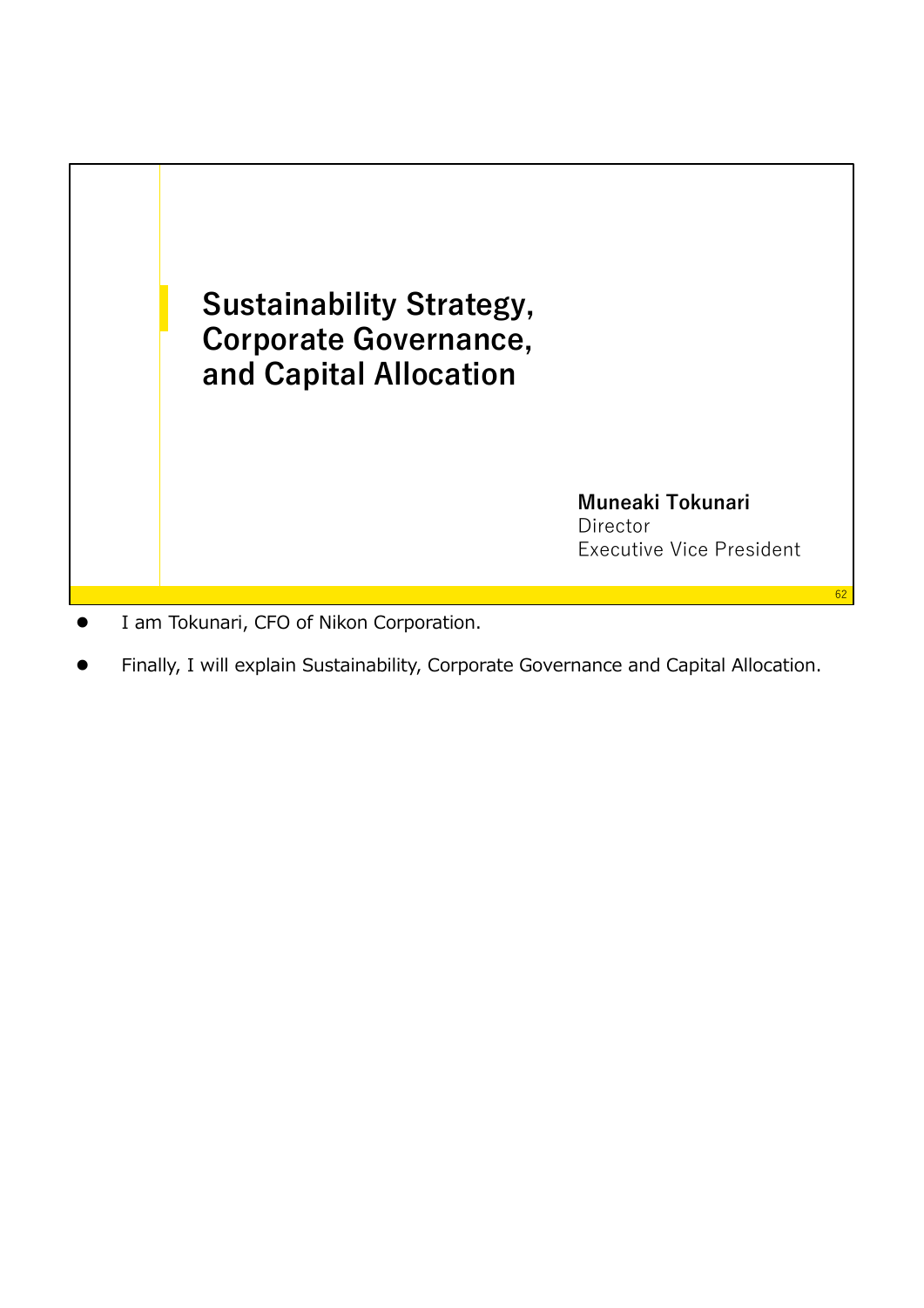# Sustainability Strategy, Corporate Governance, and Capital Allocation

**Muneaki Tokunari**
Director
Executive Vice President

- I am Tokunari, CFO of Nikon Corporation.
- Finally, I will explain Sustainability, Corporate Governance and Capital Allocation.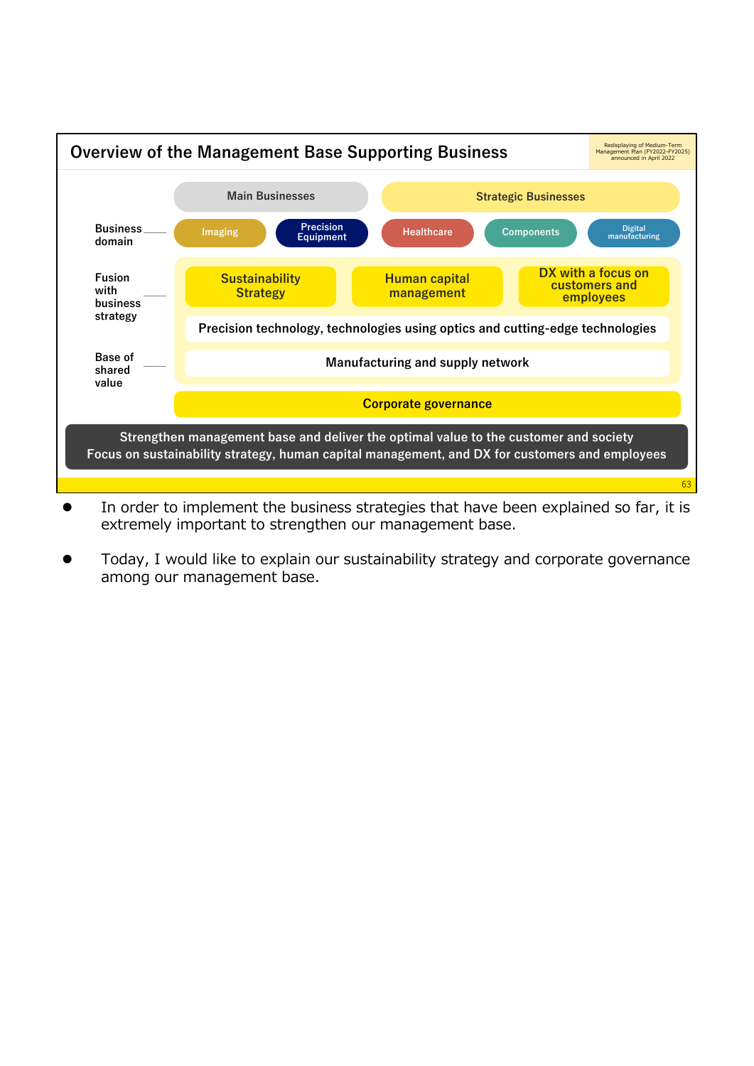## Overview of the Management Base Supporting Business

Redisplaying of Medium-Term Management Plan (FY2022-FY2025) announced in April 2022

| | Main Businesses | | Strategic Businesses | | |
|---|---|---|---|---|---|
| Business domain | Imaging | Precision Equipment | Healthcare | Components | Digital manufacturing |
| Fusion with business strategy | Sustainability Strategy | | Human capital management | DX with a focus on customers and employees | |
| | Precision technology, technologies using optics and cutting-edge technologies | | | | |
| Base of shared value | Manufacturing and supply network | | | | |
| | Corporate governance | | | | |

**Strengthen management base and deliver the optimal value to the customer and society**
**Focus on sustainability strategy, human capital management, and DX for customers and employees**

- In order to implement the business strategies that have been explained so far, it is extremely important to strengthen our management base.
- Today, I would like to explain our sustainability strategy and corporate governance among our management base.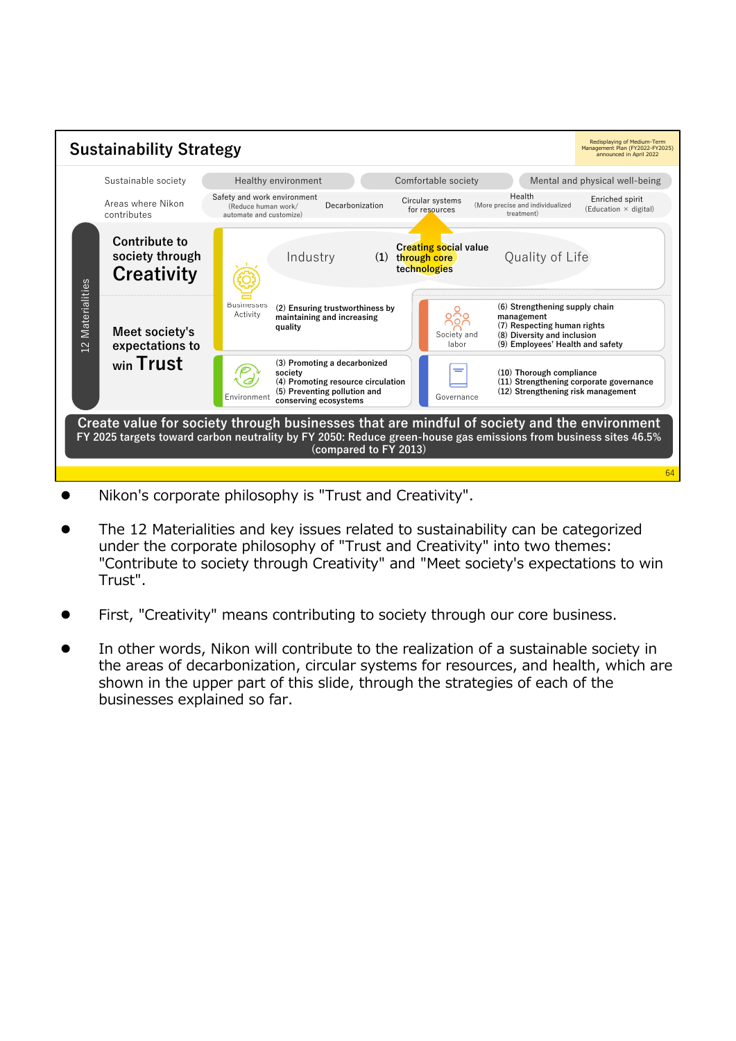## Sustainability Strategy

Redisplaying of Medium-Term Management Plan (FY2022-FY2025) announced in April 2022

| Sustainable society | Healthy environment | | Comfortable society | Mental and physical well-being | |
|---|---|---|---|---|---|
| Areas where Nikon contributes | Safety and work environment (Reduce human work/ automate and customize) | Decarbonization | Circular systems for resources | Health (More precise and individualized treatment) | Enriched spirit (Education × digital) |

**12 Materialities**

**Contribute to society through Creativity**

Industry — (1) Creating social value through core technologies — Quality of Life

**Meet society's expectations to win Trust**

- Businesses Activity: (2) Ensuring trustworthiness by maintaining and increasing quality
- Society and labor: (6) Strengthening supply chain management (7) Respecting human rights (8) Diversity and inclusion (9) Employees' Health and safety
- Environment: (3) Promoting a decarbonized society (4) Promoting resource circulation (5) Preventing pollution and conserving ecosystems
- Governance: (10) Thorough compliance (11) Strengthening corporate governance (12) Strengthening risk management

**Create value for society through businesses that are mindful of society and the environment**

FY 2025 targets toward carbon neutrality by FY 2050: Reduce green-house gas emissions from business sites 46.5% (compared to FY 2013)

- Nikon's corporate philosophy is "Trust and Creativity".
- The 12 Materialities and key issues related to sustainability can be categorized under the corporate philosophy of "Trust and Creativity" into two themes: "Contribute to society through Creativity" and "Meet society's expectations to win Trust".
- First, "Creativity" means contributing to society through our core business.
- In other words, Nikon will contribute to the realization of a sustainable society in the areas of decarbonization, circular systems for resources, and health, which are shown in the upper part of this slide, through the strategies of each of the businesses explained so far.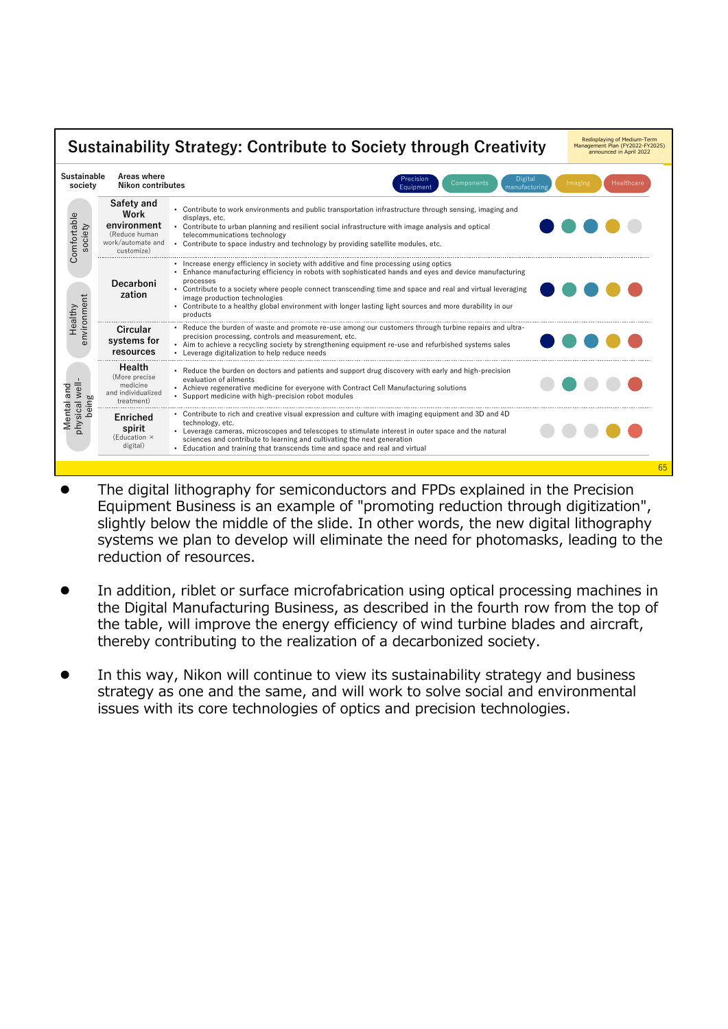## Sustainability Strategy: Contribute to Society through Creativity

Redisplaying of Medium-Term Management Plan (FY2022-FY2025) announced in April 2022

| Sustainable society | Areas where Nikon contributes | | Precision Equipment | Components | Digital manufacturing | Imaging | Healthcare |
|---|---|---|---|---|---|---|---|
| Comfortable society | **Safety and Work environment** (Reduce human work/automate and customize) | • Contribute to work environments and public transportation infrastructure through sensing, imaging and displays, etc.<br>• Contribute to urban planning and resilient social infrastructure with image analysis and optical telecommunications technology<br>• Contribute to space industry and technology by providing satellite modules, etc. | ● | ● | ● | ● | |
| Healthy environment | **Decarbonization** | • Increase energy efficiency in society with additive and fine processing using optics<br>• Enhance manufacturing efficiency in robots with sophisticated hands and eyes and device manufacturing processes<br>• Contribute to a society where people connect transcending time and space and real and virtual leveraging image production technologies<br>• Contribute to a healthy global environment with longer lasting light sources and more durability in our products | ● | ● | ● | ● | ● |
| | **Circular systems for resources** | • Reduce the burden of waste and promote re-use among our customers through turbine repairs and ultra-precision processing, controls and measurement, etc.<br>• Aim to achieve a recycling society by strengthening equipment re-use and refurbished systems sales<br>• Leverage digitalization to help reduce needs | ● | ● | ● | ● | ● |
| Mental and physical well-being | **Health** (More precise medicine and individualized treatment) | • Reduce the burden on doctors and patients and support drug discovery with early and high-precision evaluation of ailments<br>• Achieve regenerative medicine for everyone with Contract Cell Manufacturing solutions<br>• Support medicine with high-precision robot modules | | ● | | | ● |
| | **Enriched spirit** (Education × digital) | • Contribute to rich and creative visual expression and culture with imaging equipment and 3D and 4D technology, etc.<br>• Leverage cameras, microscopes and telescopes to stimulate interest in outer space and the natural sciences and contribute to learning and cultivating the next generation<br>• Education and training that transcends time and space and real and virtual | | | | ● | ● |

- The digital lithography for semiconductors and FPDs explained in the Precision Equipment Business is an example of "promoting reduction through digitization", slightly below the middle of the slide. In other words, the new digital lithography systems we plan to develop will eliminate the need for photomasks, leading to the reduction of resources.

- In addition, riblet or surface microfabrication using optical processing machines in the Digital Manufacturing Business, as described in the fourth row from the top of the table, will improve the energy efficiency of wind turbine blades and aircraft, thereby contributing to the realization of a decarbonized society.

- In this way, Nikon will continue to view its sustainability strategy and business strategy as one and the same, and will work to solve social and environmental issues with its core technologies of optics and precision technologies.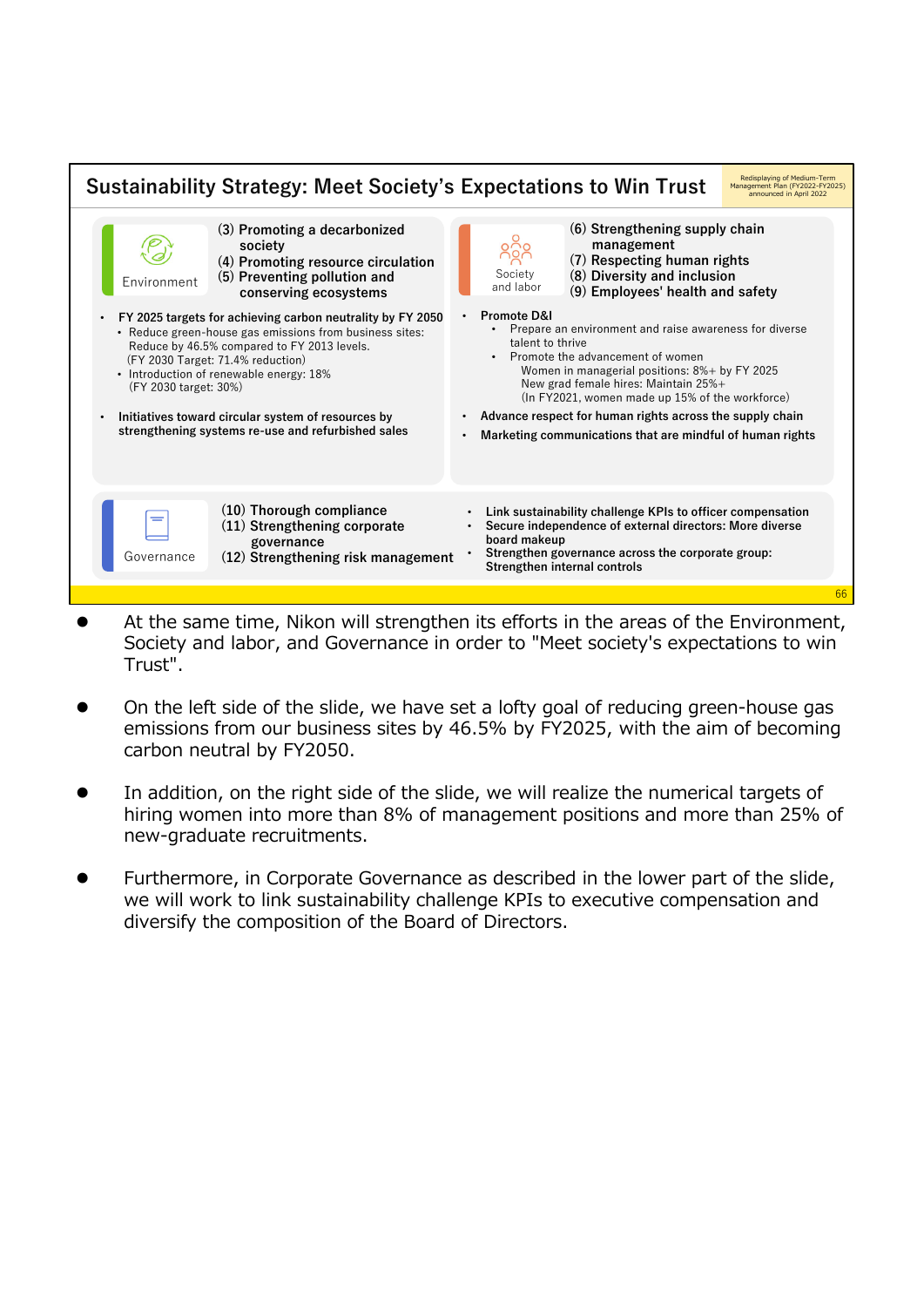## Sustainability Strategy: Meet Society's Expectations to Win Trust

Redisplaying of Medium-Term Management Plan (FY2022-FY2025) announced in April 2022

**Environment**

- (3) Promoting a decarbonized society
- (4) Promoting resource circulation
- (5) Preventing pollution and conserving ecosystems

- **FY 2025 targets for achieving carbon neutrality by FY 2050**
  - Reduce green-house gas emissions from business sites: Reduce by 46.5% compared to FY 2013 levels. (FY 2030 Target: 71.4% reduction)
  - Introduction of renewable energy: 18% (FY 2030 target: 30%)
- **Initiatives toward circular system of resources by strengthening systems re-use and refurbished sales**

**Society and labor**

- (6) Strengthening supply chain management
- (7) Respecting human rights
- (8) Diversity and inclusion
- (9) Employees' health and safety

- **Promote D&I**
  - Prepare an environment and raise awareness for diverse talent to thrive
  - Promote the advancement of women
    - Women in managerial positions: 8%+ by FY 2025
    - New grad female hires: Maintain 25%+
    - (In FY2021, women made up 15% of the workforce)
- **Advance respect for human rights across the supply chain**
- **Marketing communications that are mindful of human rights**

**Governance**

- (10) Thorough compliance
- (11) Strengthening corporate governance
- (12) Strengthening risk management

- **Link sustainability challenge KPIs to officer compensation**
- **Secure independence of external directors: More diverse board makeup**
- **Strengthen governance across the corporate group: Strengthen internal controls**

---

- At the same time, Nikon will strengthen its efforts in the areas of the Environment, Society and labor, and Governance in order to "Meet society's expectations to win Trust".
- On the left side of the slide, we have set a lofty goal of reducing green-house gas emissions from our business sites by 46.5% by FY2025, with the aim of becoming carbon neutral by FY2050.
- In addition, on the right side of the slide, we will realize the numerical targets of hiring women into more than 8% of management positions and more than 25% of new-graduate recruitments.
- Furthermore, in Corporate Governance as described in the lower part of the slide, we will work to link sustainability challenge KPIs to executive compensation and diversify the composition of the Board of Directors.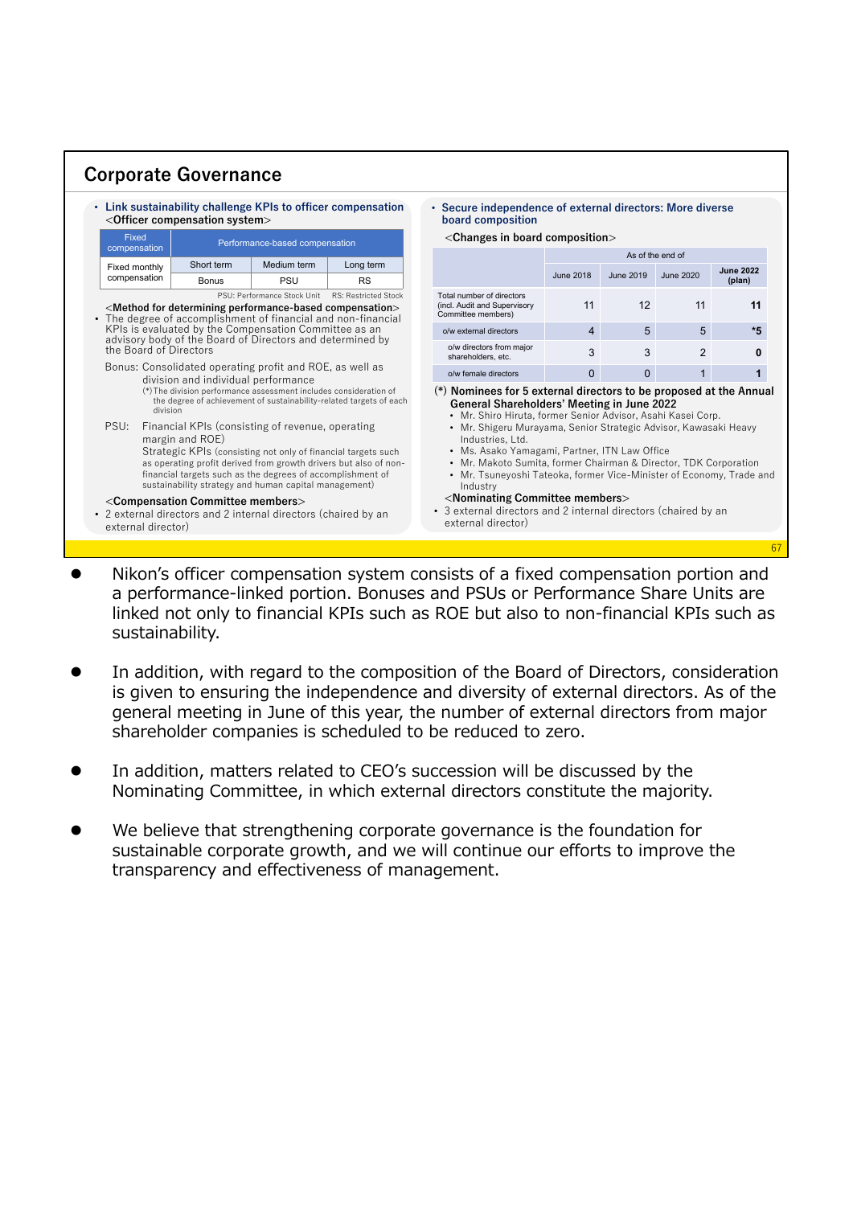## Corporate Governance

- **Link sustainability challenge KPIs to officer compensation**

<Officer compensation system>

| Fixed compensation | Performance-based compensation | | |
|---|---|---|---|
| Fixed monthly compensation | Short term | Medium term | Long term |
| | Bonus | PSU | RS |

PSU: Performance Stock Unit  RS: Restricted Stock

<**Method for determining performance-based compensation**>

- The degree of accomplishment of financial and non-financial KPIs is evaluated by the Compensation Committee as an advisory body of the Board of Directors and determined by the Board of Directors

Bonus: Consolidated operating profit and ROE, as well as division and individual performance

(*)The division performance assessment includes consideration of the degree of achievement of sustainability-related targets of each division

PSU: Financial KPIs (consisting of revenue, operating margin and ROE)
Strategic KPIs (consisting not only of financial targets such as operating profit derived from growth drivers but also of non-financial targets such as the degrees of accomplishment of sustainability strategy and human capital management)

<**Compensation Committee members**>

- 2 external directors and 2 internal directors (chaired by an external director)

- **Secure independence of external directors: More diverse board composition**

<**Changes in board composition**>

| | As of the end of | | | |
|---|---|---|---|---|
| | June 2018 | June 2019 | June 2020 | **June 2022 (plan)** |
| Total number of directors (incl. Audit and Supervisory Committee members) | 11 | 12 | 11 | **11** |
| o/w external directors | 4 | 5 | 5 | ***5** |
| o/w directors from major shareholders, etc. | 3 | 3 | 2 | **0** |
| o/w female directors | 0 | 0 | 1 | **1** |

**(*) Nominees for 5 external directors to be proposed at the Annual General Shareholders' Meeting in June 2022**

- Mr. Shiro Hiruta, former Senior Advisor, Asahi Kasei Corp.
- Mr. Shigeru Murayama, Senior Strategic Advisor, Kawasaki Heavy Industries, Ltd.
- Ms. Asako Yamagami, Partner, ITN Law Office
- Mr. Makoto Sumita, former Chairman & Director, TDK Corporation
- Mr. Tsuneyoshi Tateoka, former Vice-Minister of Economy, Trade and Industry

<**Nominating Committee members**>

- 3 external directors and 2 internal directors (chaired by an external director)

---

- Nikon's officer compensation system consists of a fixed compensation portion and a performance-linked portion. Bonuses and PSUs or Performance Share Units are linked not only to financial KPIs such as ROE but also to non-financial KPIs such as sustainability.

- In addition, with regard to the composition of the Board of Directors, consideration is given to ensuring the independence and diversity of external directors. As of the general meeting in June of this year, the number of external directors from major shareholder companies is scheduled to be reduced to zero.

- In addition, matters related to CEO's succession will be discussed by the Nominating Committee, in which external directors constitute the majority.

- We believe that strengthening corporate governance is the foundation for sustainable corporate growth, and we will continue our efforts to improve the transparency and effectiveness of management.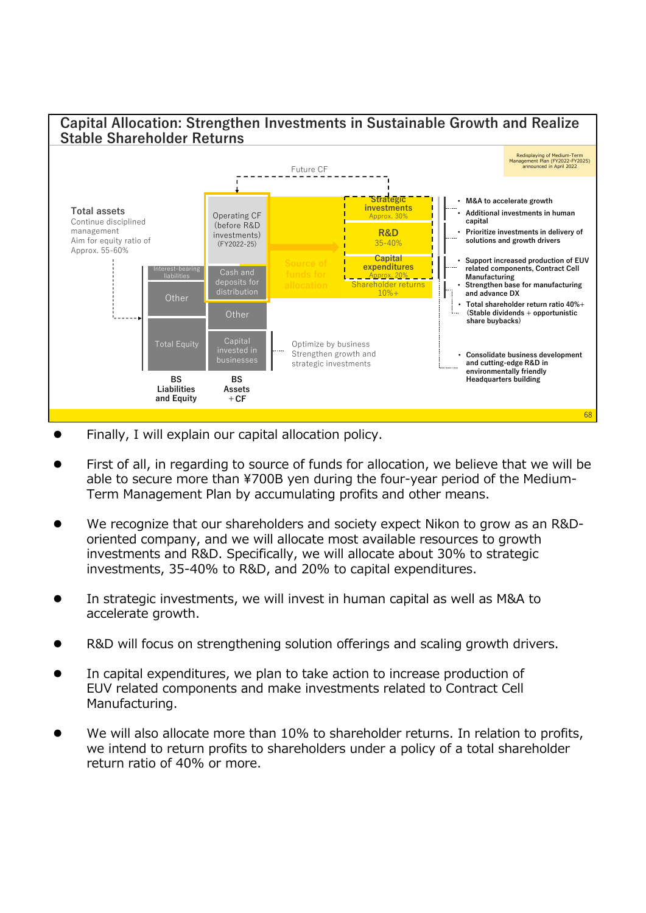## Capital Allocation: Strengthen Investments in Sustainable Growth and Realize Stable Shareholder Returns

Redisplaying of Medium-Term Management Plan (FY2022-FY2025) announced in April 2022

Future CF

**Total assets**
Continue disciplined management
Aim for equity ratio of Approx. 55-60%

| BS Liabilities and Equity | BS Assets ＋CF |
|---|---|
| Interest-bearing liabilities | Operating CF (before R&D investments) (FY2022-25) |
| Other | Cash and deposits for distribution |
| | Other |
| Total Equity | Capital invested in businesses |

Source of funds for allocation

- **Strategic investments** Approx. 30%
  - M&A to accelerate growth
  - Additional investments in human capital
- **R&D** 35-40%
  - Prioritize investments in delivery of solutions and growth drivers
- **Capital expenditures** Approx. 20%
  - Support increased production of EUV related components, Contract Cell Manufacturing
  - Strengthen base for manufacturing and advance DX
  - Consolidate business development and cutting-edge R&D in environmentally friendly Headquarters building
- **Shareholder returns** 10%+
  - Total shareholder return ratio 40%+ (Stable dividends ＋ opportunistic share buybacks)

Capital invested in businesses: Optimize by business. Strengthen growth and strategic investments

- Finally, I will explain our capital allocation policy.
- First of all, in regarding to source of funds for allocation, we believe that we will be able to secure more than ¥700B yen during the four-year period of the Medium-Term Management Plan by accumulating profits and other means.
- We recognize that our shareholders and society expect Nikon to grow as an R&D-oriented company, and we will allocate most available resources to growth investments and R&D. Specifically, we will allocate about 30% to strategic investments, 35-40% to R&D, and 20% to capital expenditures.
- In strategic investments, we will invest in human capital as well as M&A to accelerate growth.
- R&D will focus on strengthening solution offerings and scaling growth drivers.
- In capital expenditures, we plan to take action to increase production of EUV related components and make investments related to Contract Cell Manufacturing.
- We will also allocate more than 10% to shareholder returns. In relation to profits, we intend to return profits to shareholders under a policy of a total shareholder return ratio of 40% or more.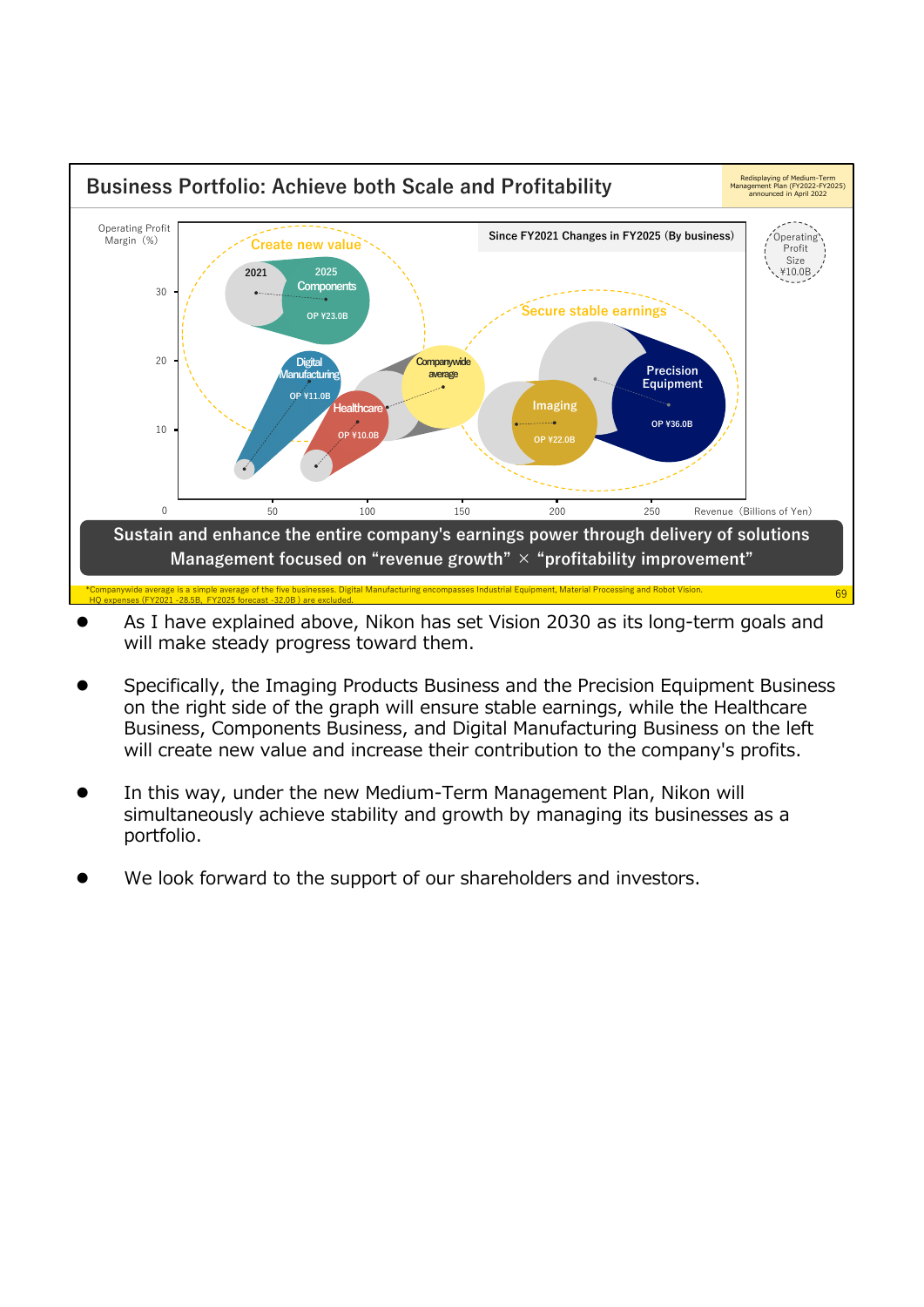## Business Portfolio: Achieve both Scale and Profitability

Redisplaying of Medium-Term Management Plan (FY2022-FY2025) announced in April 2022

Since FY2021 Changes in FY2025 (By business)

Operating Profit Margin (%)

Create new value

Secure stable earnings

2021

2025

Components

OP ¥23.0B

Digital Manufacturing

OP ¥11.0B

Healthcare

OP ¥10.0B

Companywide average

Imaging

OP ¥22.0B

Precision Equipment

OP ¥36.0B

Operating Profit Size ¥10.0B

Revenue (Billions of Yen)

**Sustain and enhance the entire company's earnings power through delivery of solutions**
**Management focused on "revenue growth" × "profitability improvement"**

*Companywide average is a simple average of the five businesses. Digital Manufacturing encompasses Industrial Equipment, Material Processing and Robot Vision. HQ expenses (FY2021 -28.5B, FY2025 forecast -32.0B) are excluded.

- As I have explained above, Nikon has set Vision 2030 as its long-term goals and will make steady progress toward them.
- Specifically, the Imaging Products Business and the Precision Equipment Business on the right side of the graph will ensure stable earnings, while the Healthcare Business, Components Business, and Digital Manufacturing Business on the left will create new value and increase their contribution to the company's profits.
- In this way, under the new Medium-Term Management Plan, Nikon will simultaneously achieve stability and growth by managing its businesses as a portfolio.
- We look forward to the support of our shareholders and investors.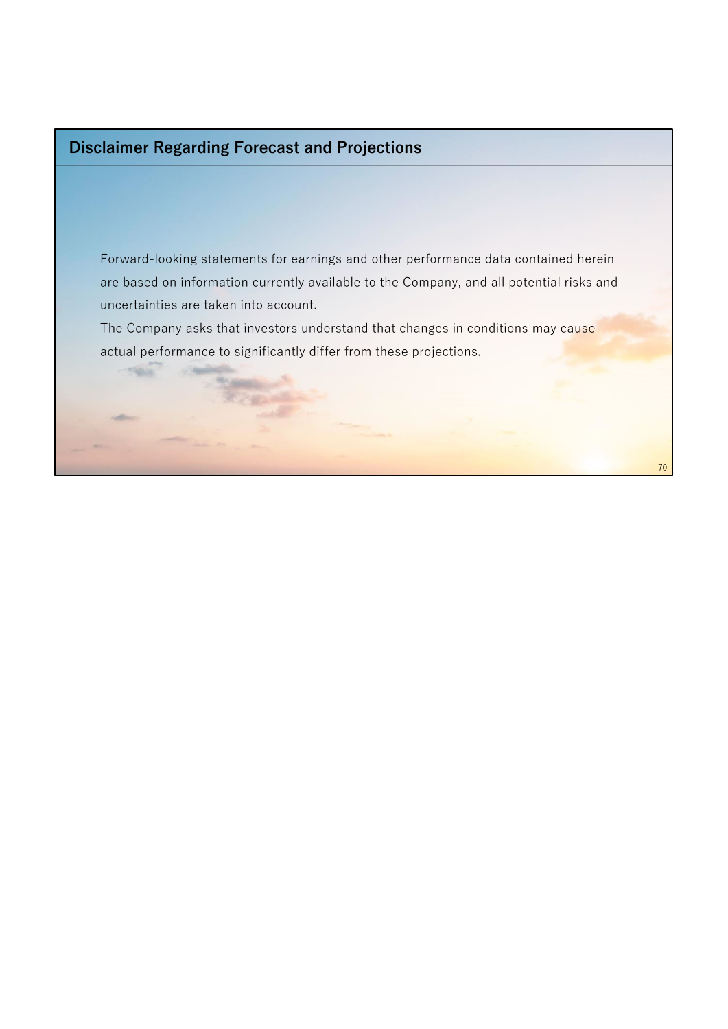## Disclaimer Regarding Forecast and Projections

Forward-looking statements for earnings and other performance data contained herein are based on information currently available to the Company, and all potential risks and uncertainties are taken into account.
The Company asks that investors understand that changes in conditions may cause actual performance to significantly differ from these projections.